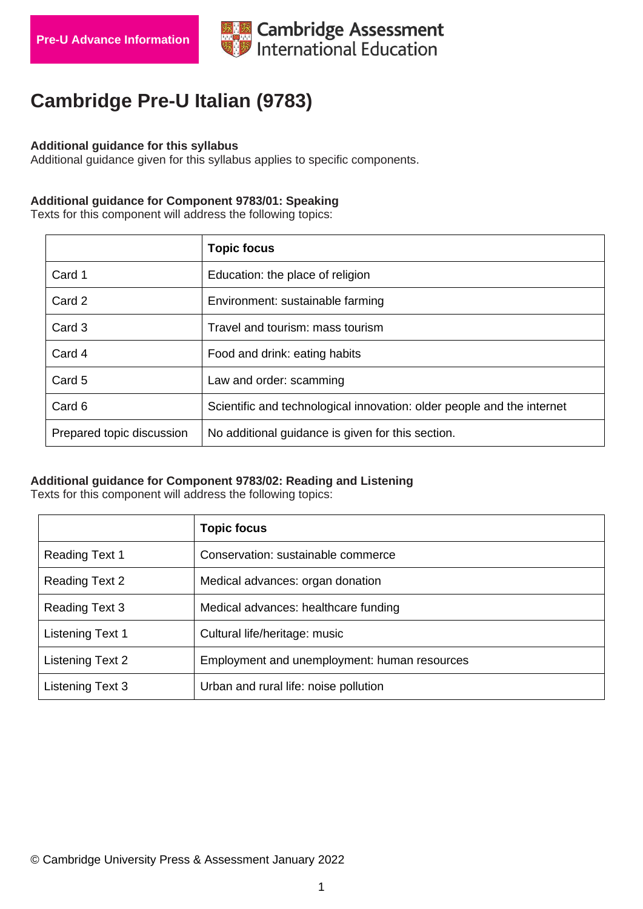Pre-U Advance Information

Cambridge Assessment International Education

# Cambridge Pre-U Italian (9783)

**Additional guidance for this syllabus**
Additional guidance given for this syllabus applies to specific components.

**Additional guidance for Component 9783/01: Speaking**
Texts for this component will address the following topics:

| | **Topic focus** |
|---|---|
| Card 1 | Education: the place of religion |
| Card 2 | Environment: sustainable farming |
| Card 3 | Travel and tourism: mass tourism |
| Card 4 | Food and drink: eating habits |
| Card 5 | Law and order: scamming |
| Card 6 | Scientific and technological innovation: older people and the internet |
| Prepared topic discussion | No additional guidance is given for this section. |

**Additional guidance for Component 9783/02: Reading and Listening**
Texts for this component will address the following topics:

| | **Topic focus** |
|---|---|
| Reading Text 1 | Conservation: sustainable commerce |
| Reading Text 2 | Medical advances: organ donation |
| Reading Text 3 | Medical advances: healthcare funding |
| Listening Text 1 | Cultural life/heritage: music |
| Listening Text 2 | Employment and unemployment: human resources |
| Listening Text 3 | Urban and rural life: noise pollution |

© Cambridge University Press & Assessment January 2022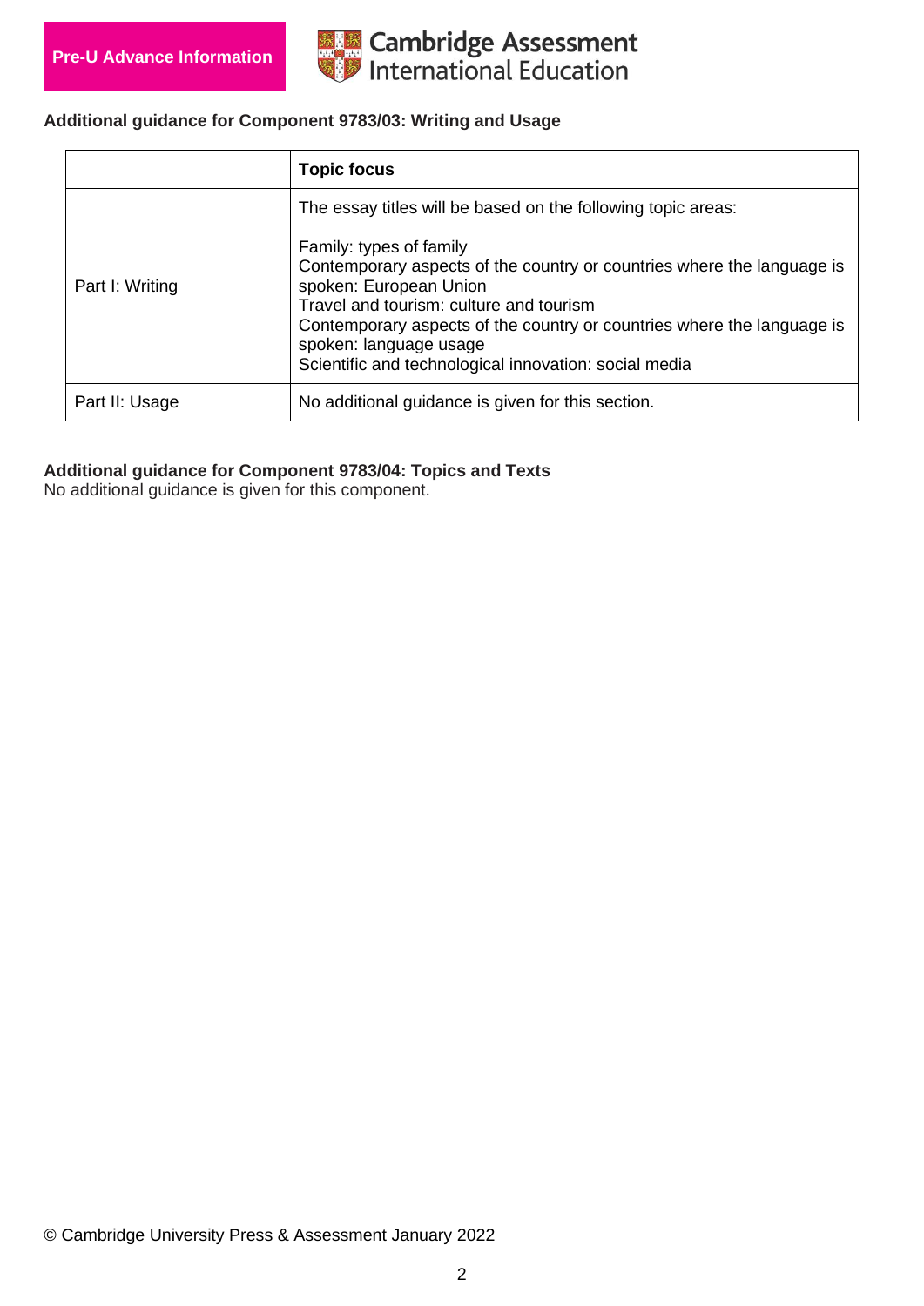**Additional guidance for Component 9783/03: Writing and Usage**

| | Topic focus |
|---|---|
| Part I: Writing | The essay titles will be based on the following topic areas:<br><br>Family: types of family<br>Contemporary aspects of the country or countries where the language is spoken: European Union<br>Travel and tourism: culture and tourism<br>Contemporary aspects of the country or countries where the language is spoken: language usage<br>Scientific and technological innovation: social media |
| Part II: Usage | No additional guidance is given for this section. |

**Additional guidance for Component 9783/04: Topics and Texts**

No additional guidance is given for this component.

© Cambridge University Press & Assessment January 2022